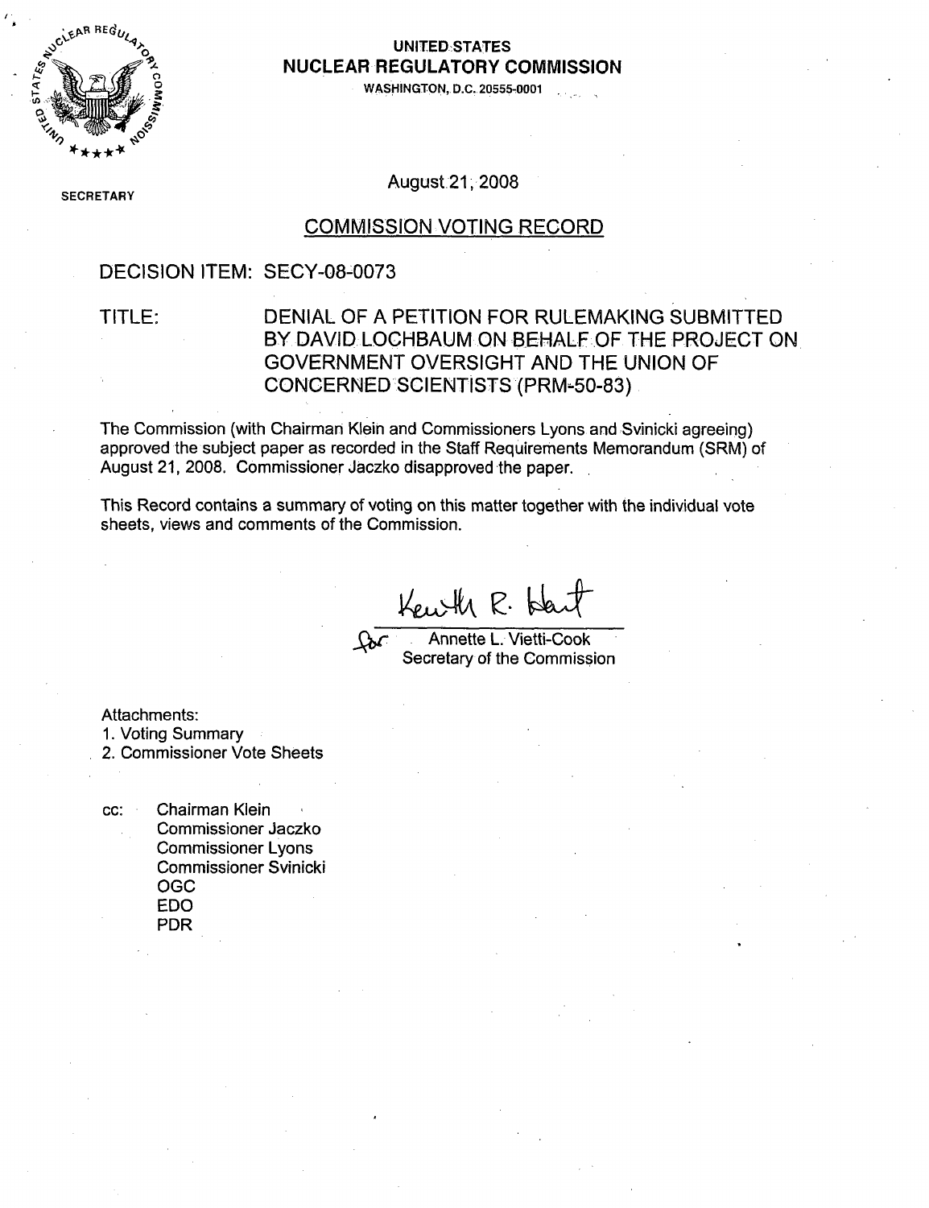**UNITED STATES**
**NUCLEAR REGULATORY COMMISSION**
WASHINGTON, D.C. 20555-0001

SECRETARY

August 21, 2008

## COMMISSION VOTING RECORD

DECISION ITEM: SECY-08-0073

TITLE: DENIAL OF A PETITION FOR RULEMAKING SUBMITTED BY DAVID LOCHBAUM ON BEHALF OF THE PROJECT ON GOVERNMENT OVERSIGHT AND THE UNION OF CONCERNED SCIENTISTS (PRM-50-83)

The Commission (with Chairman Klein and Commissioners Lyons and Svinicki agreeing) approved the subject paper as recorded in the Staff Requirements Memorandum (SRM) of August 21, 2008. Commissioner Jaczko disapproved the paper.

This Record contains a summary of voting on this matter together with the individual vote sheets, views and comments of the Commission.

Kenneth R. Hart
for Annette L. Vietti-Cook
Secretary of the Commission

Attachments:
1. Voting Summary
2. Commissioner Vote Sheets

cc: Chairman Klein
Commissioner Jaczko
Commissioner Lyons
Commissioner Svinicki
OGC
EDO
PDR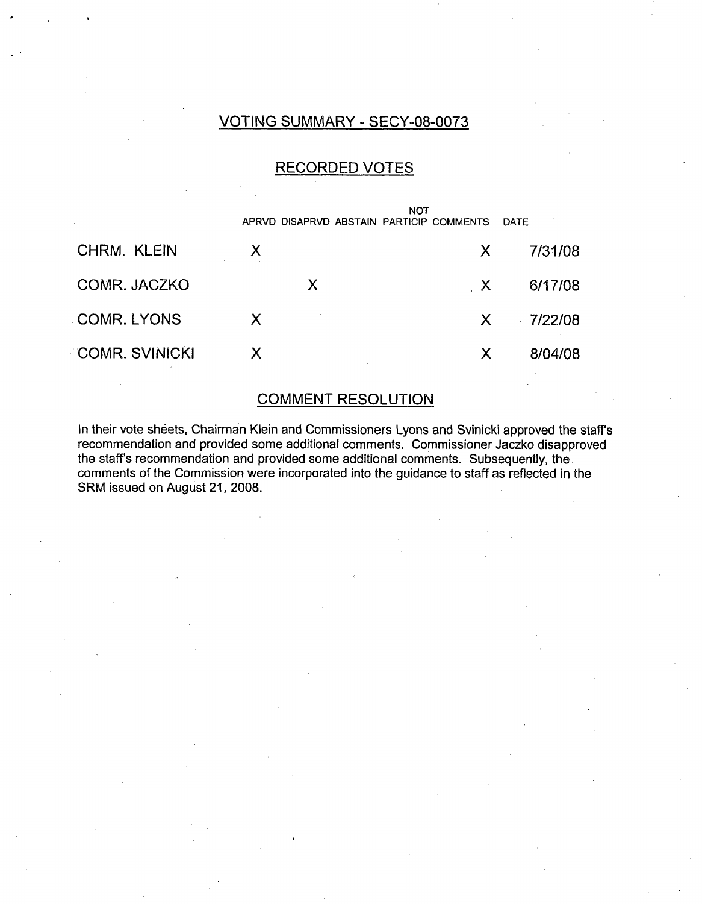## VOTING SUMMARY - SECY-08-0073

## RECORDED VOTES

| | APRVD | DISAPRVD | ABSTAIN | NOT PARTICIP | COMMENTS | DATE |
|---|---|---|---|---|---|---|
| CHRM. KLEIN | X | | | | X | 7/31/08 |
| COMR. JACZKO | | X | | | X | 6/17/08 |
| COMR. LYONS | X | | | | X | 7/22/08 |
| COMR. SVINICKI | X | | | | X | 8/04/08 |

## COMMENT RESOLUTION

In their vote sheets, Chairman Klein and Commissioners Lyons and Svinicki approved the staff's recommendation and provided some additional comments. Commissioner Jaczko disapproved the staff's recommendation and provided some additional comments. Subsequently, the comments of the Commission were incorporated into the guidance to staff as reflected in the SRM issued on August 21, 2008.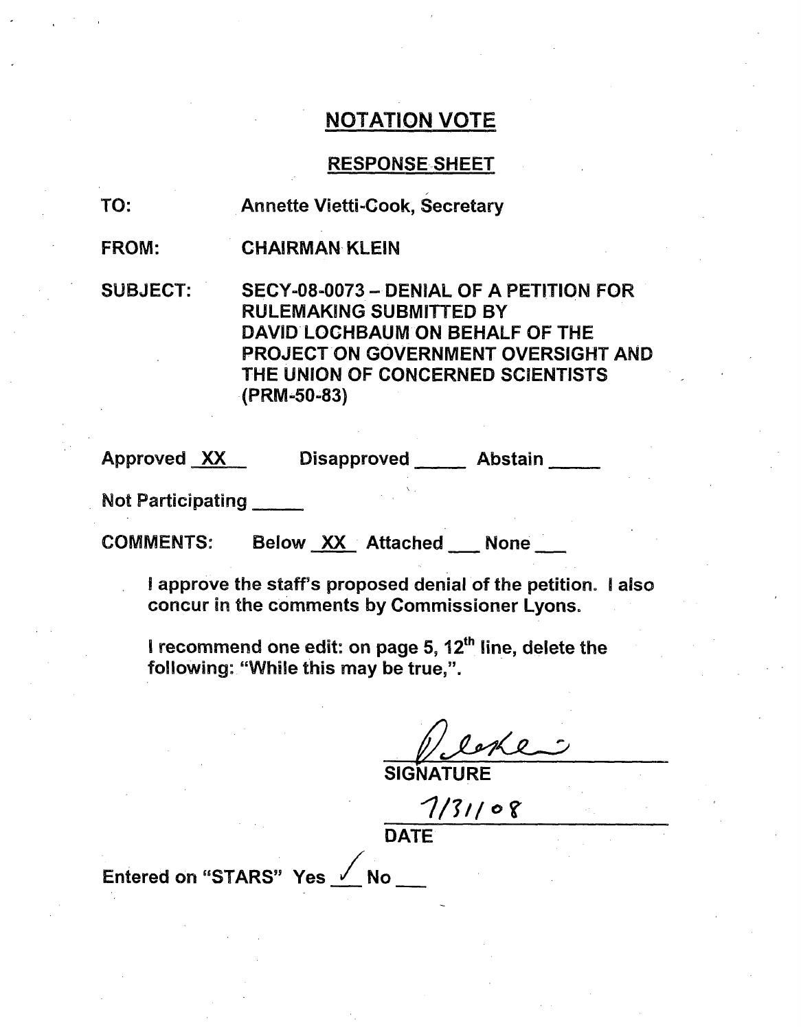# NOTATION VOTE

## RESPONSE SHEET

TO: Annette Vietti-Cook, Secretary

FROM: CHAIRMAN KLEIN

SUBJECT: SECY-08-0073 – DENIAL OF A PETITION FOR RULEMAKING SUBMITTED BY DAVID LOCHBAUM ON BEHALF OF THE PROJECT ON GOVERNMENT OVERSIGHT AND THE UNION OF CONCERNED SCIENTISTS (PRM-50-83)

Approved XX Disapproved ____ Abstain ____

Not Participating ____

COMMENTS: Below XX Attached ___ None ___

I approve the staff's proposed denial of the petition. I also concur in the comments by Commissioner Lyons.

I recommend one edit: on page 5, 12th line, delete the following: "While this may be true,".

SIGNATURE

7/31/08

DATE

Entered on "STARS" Yes ✓ No ___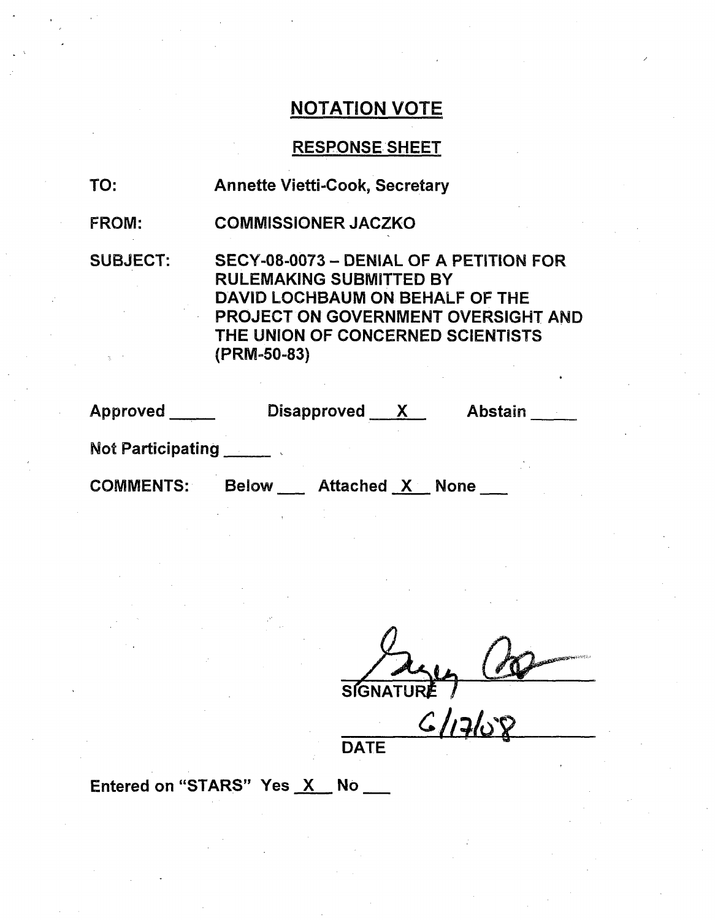# NOTATION VOTE

## RESPONSE SHEET

TO: Annette Vietti-Cook, Secretary

FROM: COMMISSIONER JACZKO

SUBJECT: SECY-08-0073 – DENIAL OF A PETITION FOR RULEMAKING SUBMITTED BY DAVID LOCHBAUM ON BEHALF OF THE PROJECT ON GOVERNMENT OVERSIGHT AND THE UNION OF CONCERNED SCIENTISTS (PRM-50-83)

Approved ____ Disapproved __X__ Abstain ____

Not Participating ____

COMMENTS: Below ___ Attached _X_ None ___

SIGNATURE

6/17/08

DATE

Entered on "STARS" Yes _X_ No ___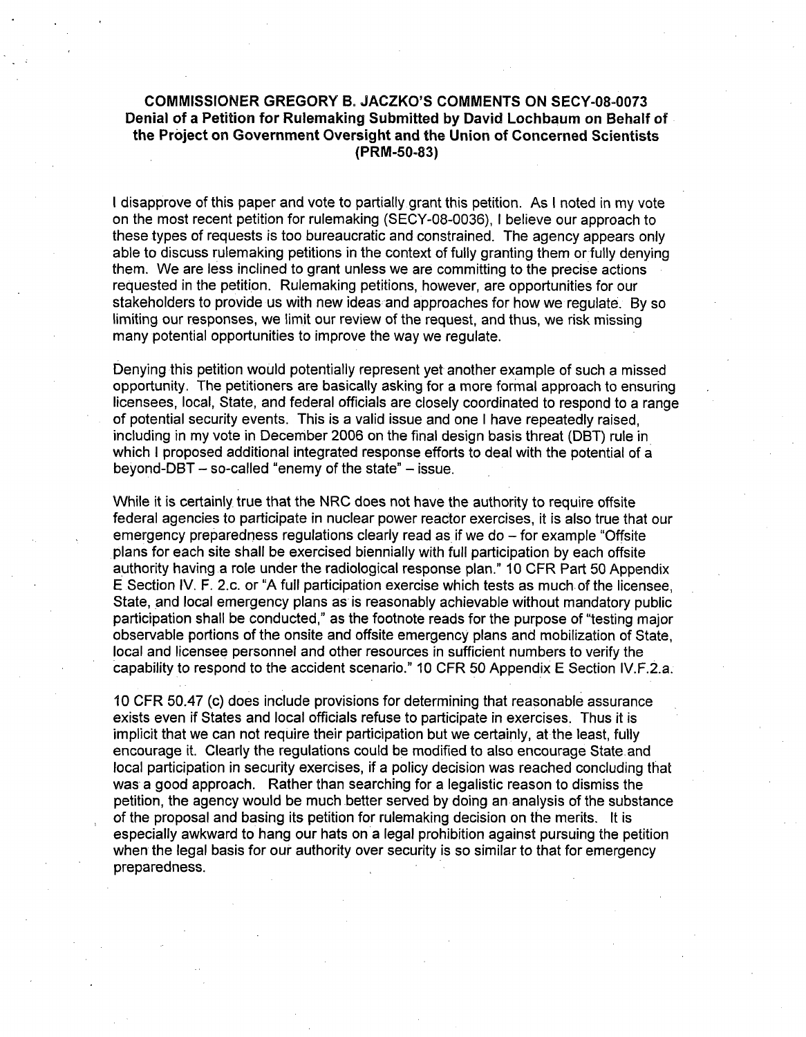**COMMISSIONER GREGORY B. JACZKO'S COMMENTS ON SECY-08-0073
Denial of a Petition for Rulemaking Submitted by David Lochbaum on Behalf of the Project on Government Oversight and the Union of Concerned Scientists (PRM-50-83)**

I disapprove of this paper and vote to partially grant this petition. As I noted in my vote on the most recent petition for rulemaking (SECY-08-0036), I believe our approach to these types of requests is too bureaucratic and constrained. The agency appears only able to discuss rulemaking petitions in the context of fully granting them or fully denying them. We are less inclined to grant unless we are committing to the precise actions requested in the petition. Rulemaking petitions, however, are opportunities for our stakeholders to provide us with new ideas and approaches for how we regulate. By so limiting our responses, we limit our review of the request, and thus, we risk missing many potential opportunities to improve the way we regulate.

Denying this petition would potentially represent yet another example of such a missed opportunity. The petitioners are basically asking for a more formal approach to ensuring licensees, local, State, and federal officials are closely coordinated to respond to a range of potential security events. This is a valid issue and one I have repeatedly raised, including in my vote in December 2006 on the final design basis threat (DBT) rule in which I proposed additional integrated response efforts to deal with the potential of a beyond-DBT – so-called "enemy of the state" – issue.

While it is certainly true that the NRC does not have the authority to require offsite federal agencies to participate in nuclear power reactor exercises, it is also true that our emergency preparedness regulations clearly read as if we do – for example "Offsite plans for each site shall be exercised biennially with full participation by each offsite authority having a role under the radiological response plan." 10 CFR Part 50 Appendix E Section IV. F. 2.c. or "A full participation exercise which tests as much of the licensee, State, and local emergency plans as is reasonably achievable without mandatory public participation shall be conducted," as the footnote reads for the purpose of "testing major observable portions of the onsite and offsite emergency plans and mobilization of State, local and licensee personnel and other resources in sufficient numbers to verify the capability to respond to the accident scenario." 10 CFR 50 Appendix E Section IV.F.2.a.

10 CFR 50.47 (c) does include provisions for determining that reasonable assurance exists even if States and local officials refuse to participate in exercises. Thus it is implicit that we can not require their participation but we certainly, at the least, fully encourage it. Clearly the regulations could be modified to also encourage State and local participation in security exercises, if a policy decision was reached concluding that was a good approach. Rather than searching for a legalistic reason to dismiss the petition, the agency would be much better served by doing an analysis of the substance of the proposal and basing its petition for rulemaking decision on the merits. It is especially awkward to hang our hats on a legal prohibition against pursuing the petition when the legal basis for our authority over security is so similar to that for emergency preparedness.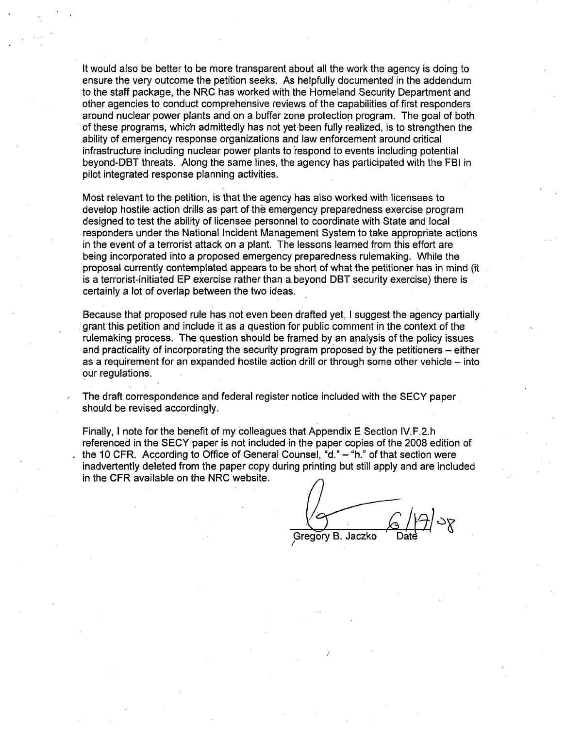It would also be better to be more transparent about all the work the agency is doing to ensure the very outcome the petition seeks. As helpfully documented in the addendum to the staff package, the NRC has worked with the Homeland Security Department and other agencies to conduct comprehensive reviews of the capabilities of first responders around nuclear power plants and on a buffer zone protection program. The goal of both of these programs, which admittedly has not yet been fully realized, is to strengthen the ability of emergency response organizations and law enforcement around critical infrastructure including nuclear power plants to respond to events including potential beyond-DBT threats. Along the same lines, the agency has participated with the FBI in pilot integrated response planning activities.

Most relevant to the petition, is that the agency has also worked with licensees to develop hostile action drills as part of the emergency preparedness exercise program designed to test the ability of licensee personnel to coordinate with State and local responders under the National Incident Management System to take appropriate actions in the event of a terrorist attack on a plant. The lessons learned from this effort are being incorporated into a proposed emergency preparedness rulemaking. While the proposal currently contemplated appears to be short of what the petitioner has in mind (it is a terrorist-initiated EP exercise rather than a beyond DBT security exercise) there is certainly a lot of overlap between the two ideas.

Because that proposed rule has not even been drafted yet, I suggest the agency partially grant this petition and include it as a question for public comment in the context of the rulemaking process. The question should be framed by an analysis of the policy issues and practicality of incorporating the security program proposed by the petitioners – either as a requirement for an expanded hostile action drill or through some other vehicle – into our regulations.

The draft correspondence and federal register notice included with the SECY paper should be revised accordingly.

Finally, I note for the benefit of my colleagues that Appendix E Section IV.F.2.h referenced in the SECY paper is not included in the paper copies of the 2008 edition of the 10 CFR. According to Office of General Counsel, "d." – "h." of that section were inadvertently deleted from the paper copy during printing but still apply and are included in the CFR available on the NRC website.

Gregory B. Jaczko — 6/17/08
Date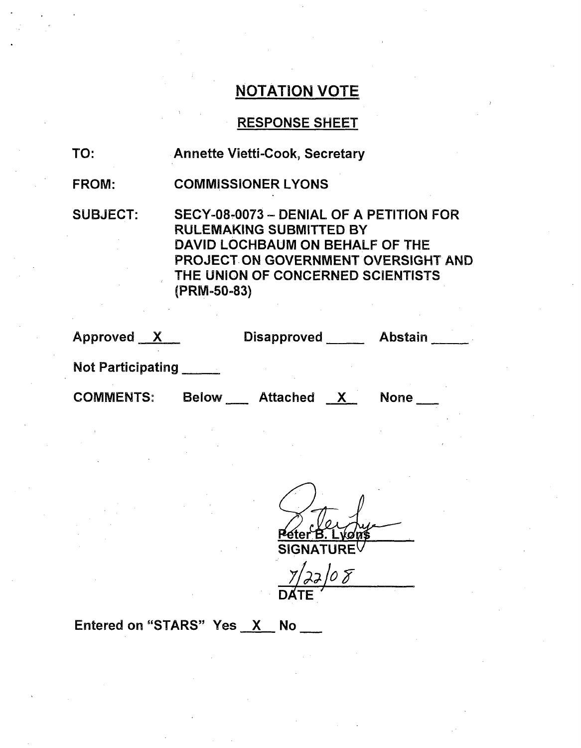## NOTATION VOTE

## RESPONSE SHEET

TO: Annette Vietti-Cook, Secretary

FROM: COMMISSIONER LYONS

SUBJECT: SECY-08-0073 – DENIAL OF A PETITION FOR RULEMAKING SUBMITTED BY DAVID LOCHBAUM ON BEHALF OF THE PROJECT ON GOVERNMENT OVERSIGHT AND THE UNION OF CONCERNED SCIENTISTS (PRM-50-83)

Approved X Disapproved _____ Abstain _____

Not Participating _____

COMMENTS: Below ___ Attached X None ___

Peter B. Lyons
SIGNATURE

7/22/08
DATE

Entered on "STARS" Yes X No ___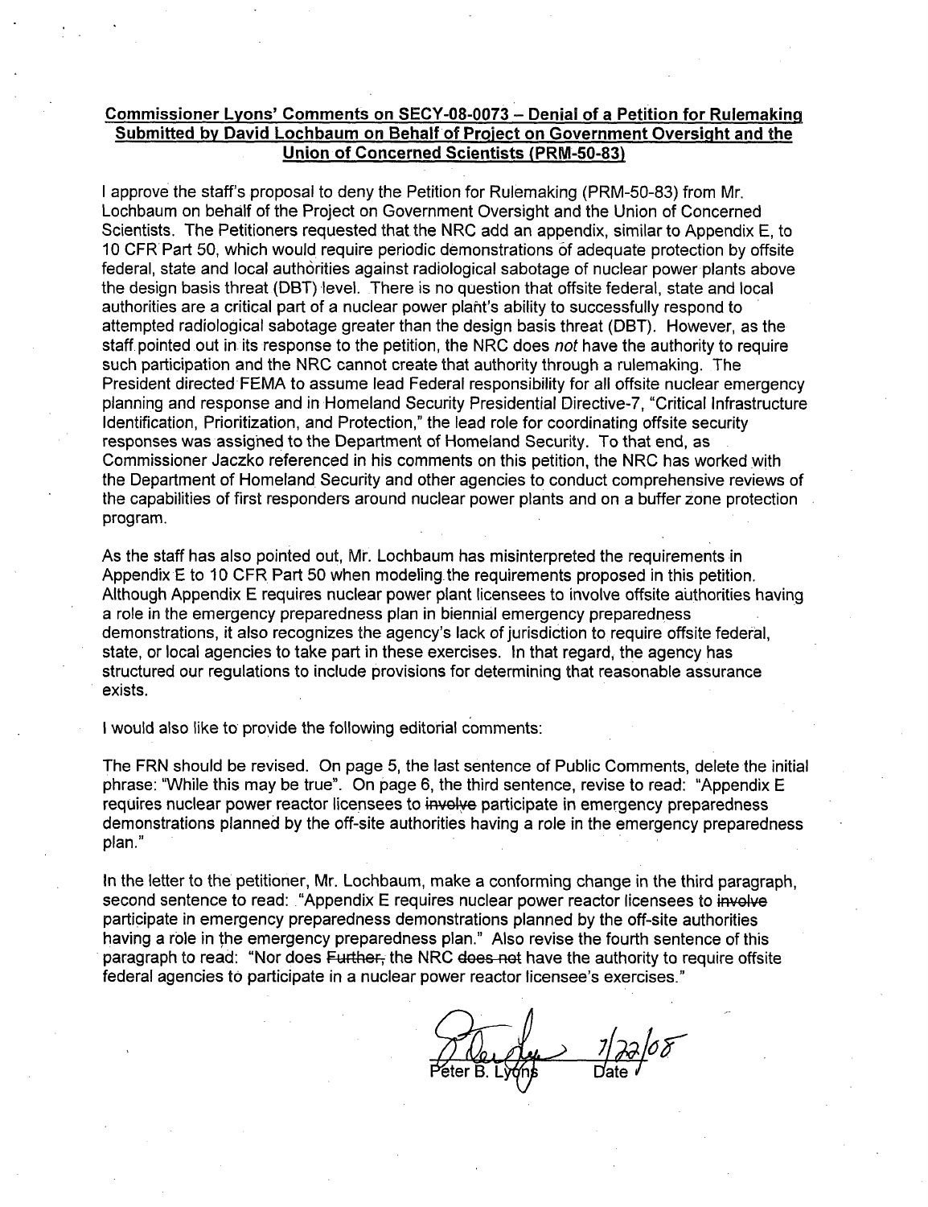**Commissioner Lyons' Comments on SECY-08-0073 – Denial of a Petition for Rulemaking Submitted by David Lochbaum on Behalf of Project on Government Oversight and the Union of Concerned Scientists (PRM-50-83)**

I approve the staff's proposal to deny the Petition for Rulemaking (PRM-50-83) from Mr. Lochbaum on behalf of the Project on Government Oversight and the Union of Concerned Scientists. The Petitioners requested that the NRC add an appendix, similar to Appendix E, to 10 CFR Part 50, which would require periodic demonstrations of adequate protection by offsite federal, state and local authorities against radiological sabotage of nuclear power plants above the design basis threat (DBT) level. There is no question that offsite federal, state and local authorities are a critical part of a nuclear power plant's ability to successfully respond to attempted radiological sabotage greater than the design basis threat (DBT). However, as the staff pointed out in its response to the petition, the NRC does *not* have the authority to require such participation and the NRC cannot create that authority through a rulemaking. The President directed FEMA to assume lead Federal responsibility for all offsite nuclear emergency planning and response and in Homeland Security Presidential Directive-7, "Critical Infrastructure Identification, Prioritization, and Protection," the lead role for coordinating offsite security responses was assigned to the Department of Homeland Security. To that end, as Commissioner Jaczko referenced in his comments on this petition, the NRC has worked with the Department of Homeland Security and other agencies to conduct comprehensive reviews of the capabilities of first responders around nuclear power plants and on a buffer zone protection program.

As the staff has also pointed out, Mr. Lochbaum has misinterpreted the requirements in Appendix E to 10 CFR Part 50 when modeling the requirements proposed in this petition. Although Appendix E requires nuclear power plant licensees to involve offsite authorities having a role in the emergency preparedness plan in biennial emergency preparedness demonstrations, it also recognizes the agency's lack of jurisdiction to require offsite federal, state, or local agencies to take part in these exercises. In that regard, the agency has structured our regulations to include provisions for determining that reasonable assurance exists.

I would also like to provide the following editorial comments:

The FRN should be revised. On page 5, the last sentence of Public Comments, delete the initial phrase: "While this may be true". On page 6, the third sentence, revise to read: "Appendix E requires nuclear power reactor licensees to ~~involve~~ participate in emergency preparedness demonstrations planned by the off-site authorities having a role in the emergency preparedness plan."

In the letter to the petitioner, Mr. Lochbaum, make a conforming change in the third paragraph, second sentence to read: "Appendix E requires nuclear power reactor licensees to ~~involve~~ participate in emergency preparedness demonstrations planned by the off-site authorities having a role in the emergency preparedness plan." Also revise the fourth sentence of this paragraph to read: "Nor does ~~Further,~~ the NRC ~~does not~~ have the authority to require offsite federal agencies to participate in a nuclear power reactor licensee's exercises."

Peter B. Lyons — 7/22/08

Date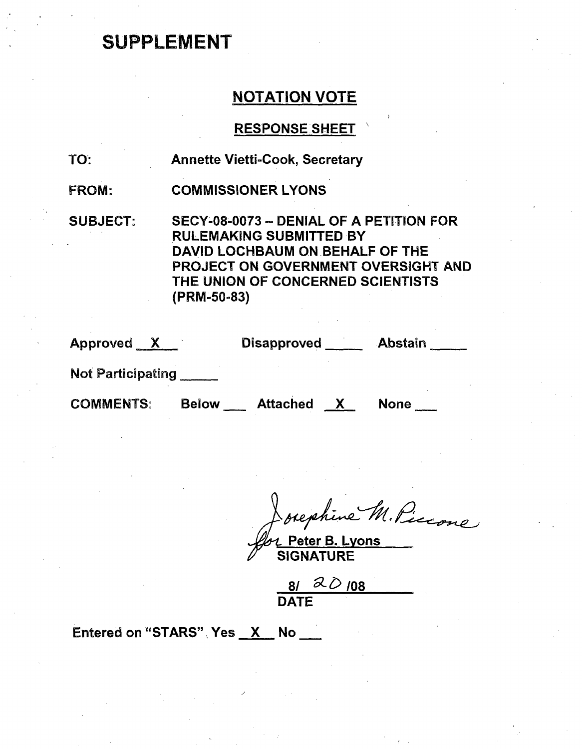# SUPPLEMENT

## NOTATION VOTE

### RESPONSE SHEET

TO: Annette Vietti-Cook, Secretary

FROM: COMMISSIONER LYONS

SUBJECT: SECY-08-0073 – DENIAL OF A PETITION FOR RULEMAKING SUBMITTED BY DAVID LOCHBAUM ON BEHALF OF THE PROJECT ON GOVERNMENT OVERSIGHT AND THE UNION OF CONCERNED SCIENTISTS (PRM-50-83)

Approved X Disapproved ___ Abstain ___

Not Participating ___

COMMENTS: Below ___ Attached X None ___

Josephine M. Piccone
for Peter B. Lyons
SIGNATURE

8/ 20 /08
DATE

Entered on "STARS" Yes X No ___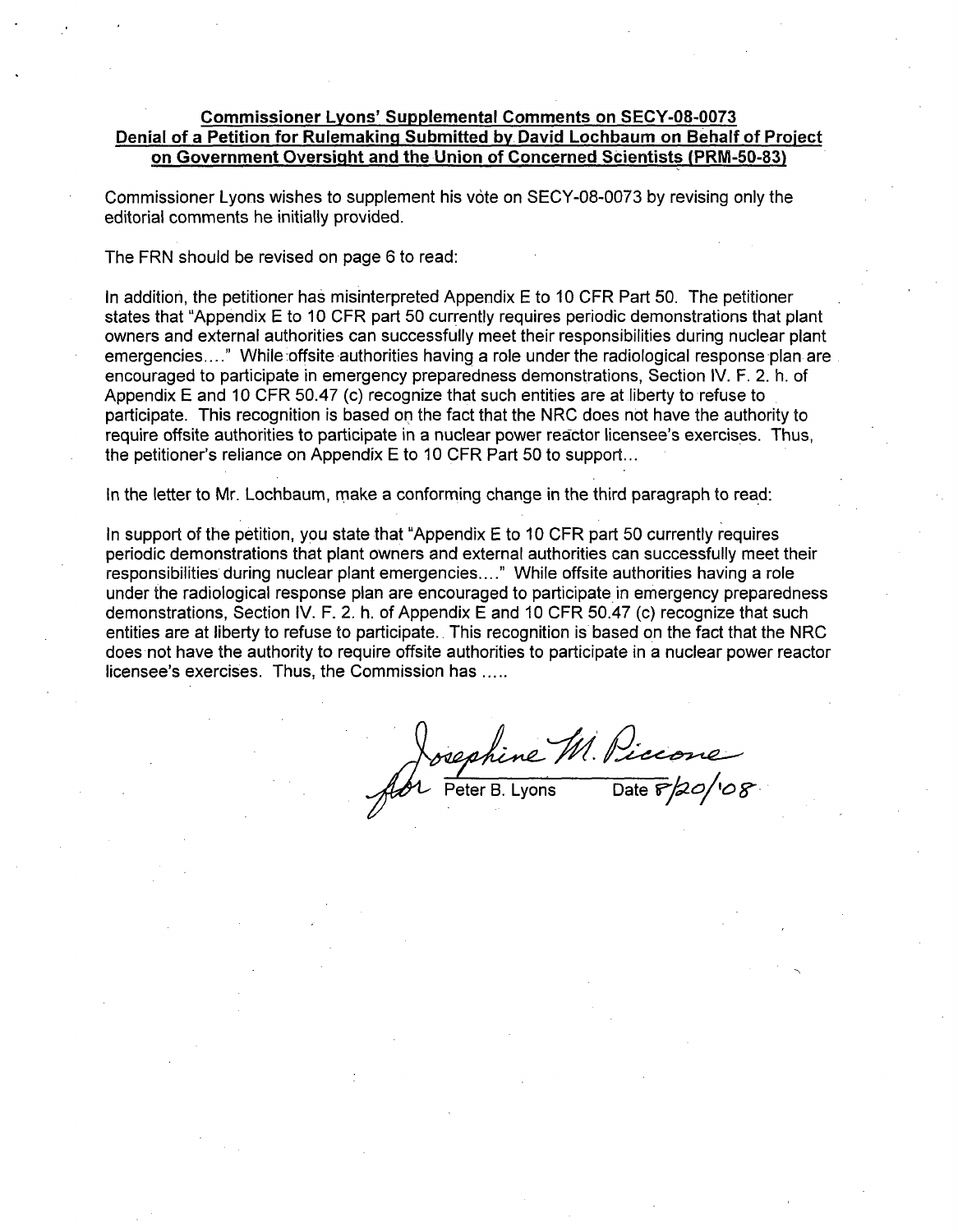**Commissioner Lyons' Supplemental Comments on SECY-08-0073**
**Denial of a Petition for Rulemaking Submitted by David Lochbaum on Behalf of Project on Government Oversight and the Union of Concerned Scientists (PRM-50-83)**

Commissioner Lyons wishes to supplement his vote on SECY-08-0073 by revising only the editorial comments he initially provided.

The FRN should be revised on page 6 to read:

In addition, the petitioner has misinterpreted Appendix E to 10 CFR Part 50. The petitioner states that "Appendix E to 10 CFR part 50 currently requires periodic demonstrations that plant owners and external authorities can successfully meet their responsibilities during nuclear plant emergencies...." While offsite authorities having a role under the radiological response plan are encouraged to participate in emergency preparedness demonstrations, Section IV. F. 2. h. of Appendix E and 10 CFR 50.47 (c) recognize that such entities are at liberty to refuse to participate. This recognition is based on the fact that the NRC does not have the authority to require offsite authorities to participate in a nuclear power reactor licensee's exercises. Thus, the petitioner's reliance on Appendix E to 10 CFR Part 50 to support...

In the letter to Mr. Lochbaum, make a conforming change in the third paragraph to read:

In support of the petition, you state that "Appendix E to 10 CFR part 50 currently requires periodic demonstrations that plant owners and external authorities can successfully meet their responsibilities during nuclear plant emergencies...." While offsite authorities having a role under the radiological response plan are encouraged to participate in emergency preparedness demonstrations, Section IV. F. 2. h. of Appendix E and 10 CFR 50.47 (c) recognize that such entities are at liberty to refuse to participate. This recognition is based on the fact that the NRC does not have the authority to require offsite authorities to participate in a nuclear power reactor licensee's exercises. Thus, the Commission has .....

Josephine M. Piccone for

Peter B. Lyons Date 8/20/'08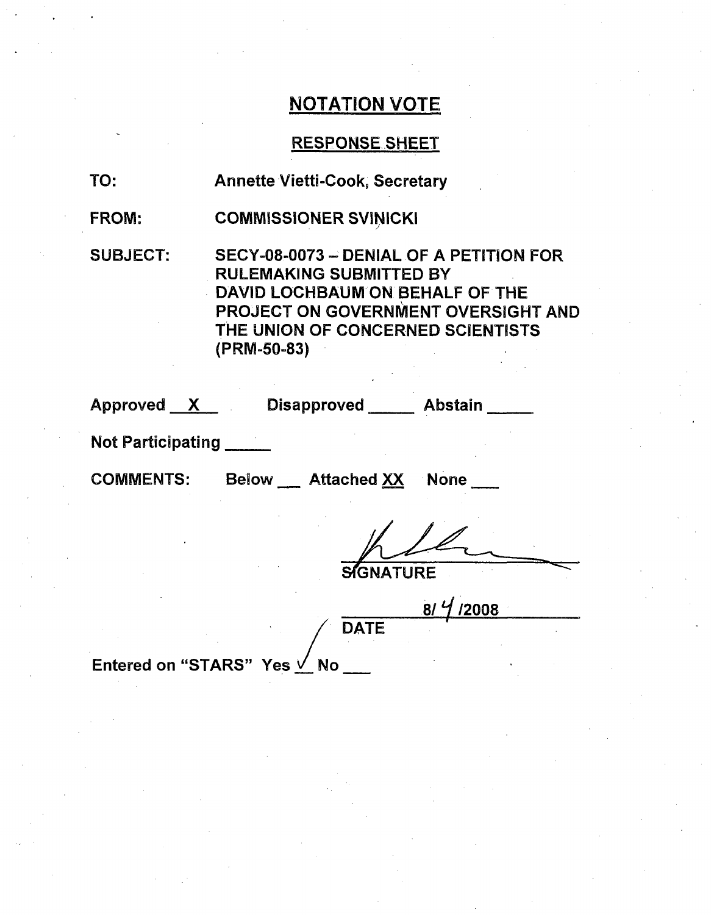## NOTATION VOTE

### RESPONSE SHEET

TO: Annette Vietti-Cook, Secretary

FROM: COMMISSIONER SVINICKI

SUBJECT: SECY-08-0073 – DENIAL OF A PETITION FOR RULEMAKING SUBMITTED BY DAVID LOCHBAUM ON BEHALF OF THE PROJECT ON GOVERNMENT OVERSIGHT AND THE UNION OF CONCERNED SCIENTISTS (PRM-50-83)

Approved __X__ Disapproved _____ Abstain _____

Not Participating _____

COMMENTS: Below ___ Attached XX None ___

SIGNATURE

8/ 4 /2008

DATE

Entered on "STARS" Yes ✓ No ___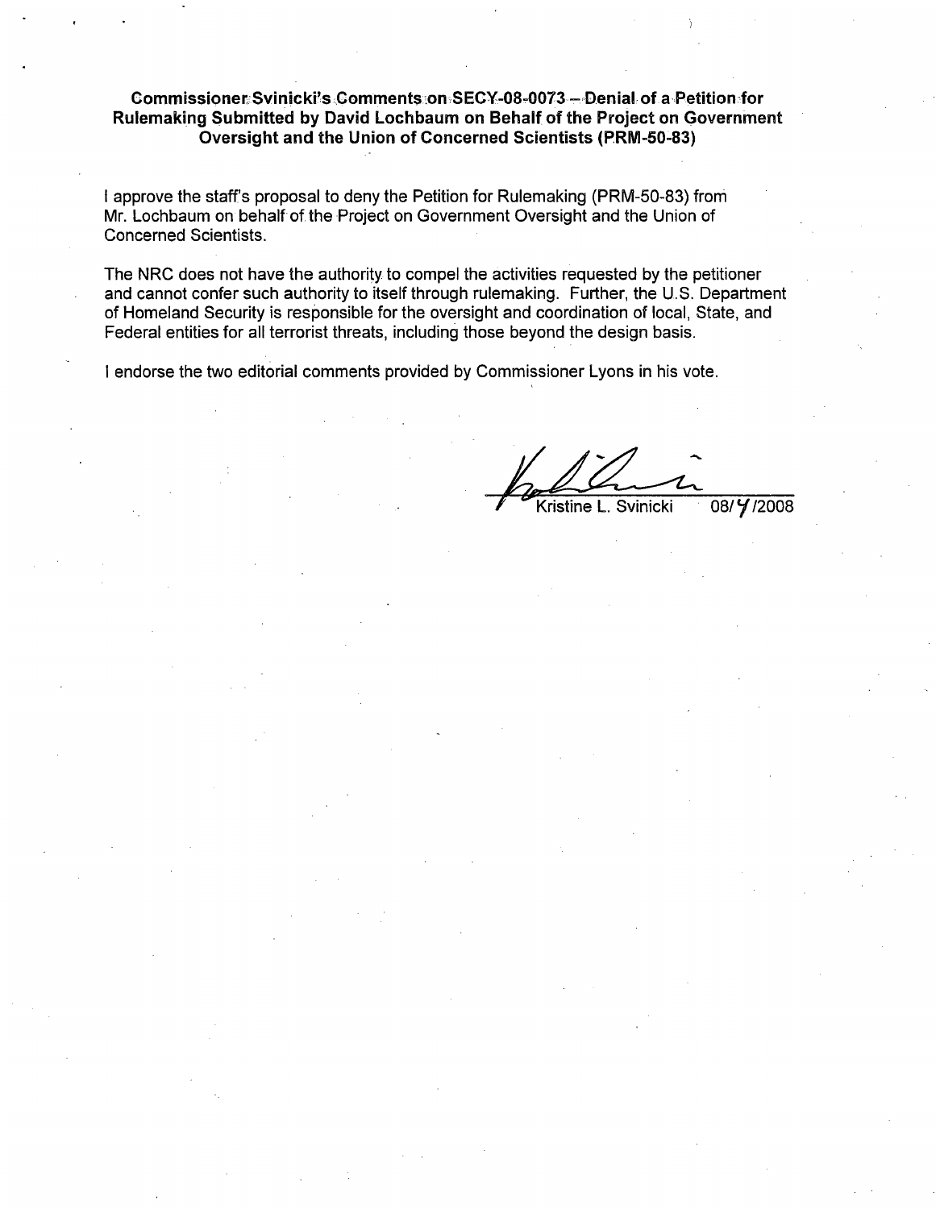**Commissioner Svinicki's Comments on SECY-08-0073 – Denial of a Petition for Rulemaking Submitted by David Lochbaum on Behalf of the Project on Government Oversight and the Union of Concerned Scientists (PRM-50-83)**

I approve the staff's proposal to deny the Petition for Rulemaking (PRM-50-83) from Mr. Lochbaum on behalf of the Project on Government Oversight and the Union of Concerned Scientists.

The NRC does not have the authority to compel the activities requested by the petitioner and cannot confer such authority to itself through rulemaking. Further, the U.S. Department of Homeland Security is responsible for the oversight and coordination of local, State, and Federal entities for all terrorist threats, including those beyond the design basis.

I endorse the two editorial comments provided by Commissioner Lyons in his vote.

Kristine L. Svinicki 08/4/2008